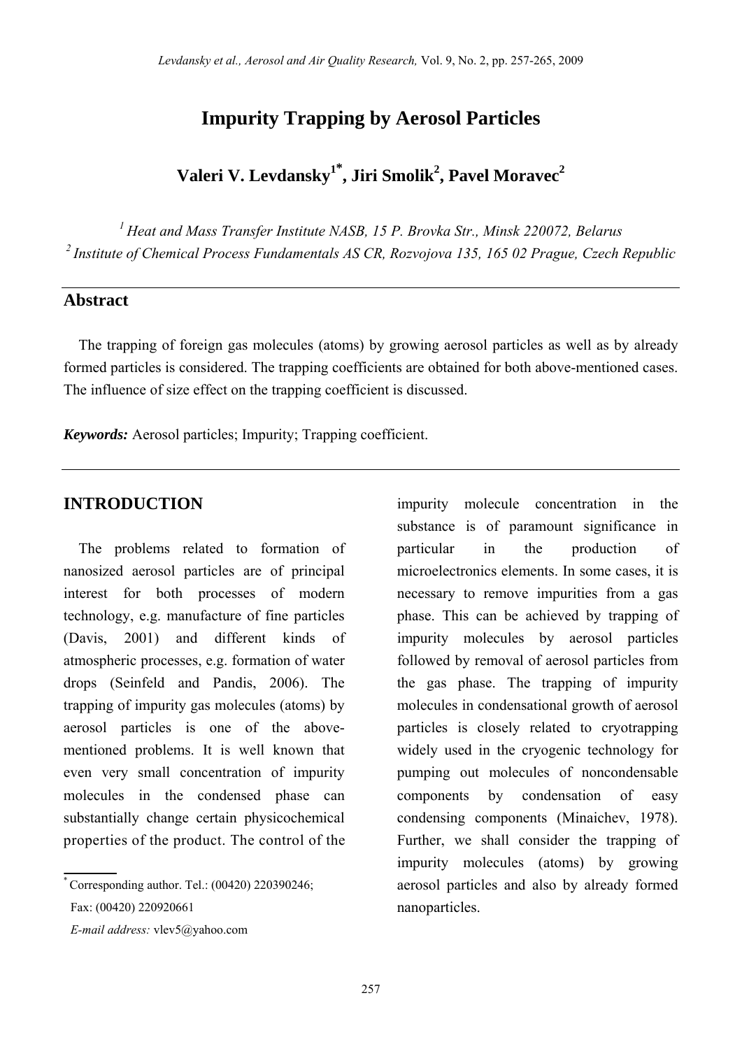# Impurity Trapping by Aerosol Particles

**Valeri V. Levdansky[1*], Jiri Smolik[2], Pavel Moravec[2]**

*[1] Heat and Mass Transfer Institute NASB, 15 P. Brovka Str., Minsk 220072, Belarus*
*[2] Institute of Chemical Process Fundamentals AS CR, Rozvojova 135, 165 02 Prague, Czech Republic*

## Abstract

The trapping of foreign gas molecules (atoms) by growing aerosol particles as well as by already formed particles is considered. The trapping coefficients are obtained for both above-mentioned cases. The influence of size effect on the trapping coefficient is discussed.

***Keywords:*** Aerosol particles; Impurity; Trapping coefficient.

## INTRODUCTION

The problems related to formation of nanosized aerosol particles are of principal interest for both processes of modern technology, e.g. manufacture of fine particles (Davis, 2001) and different kinds of atmospheric processes, e.g. formation of water drops (Seinfeld and Pandis, 2006). The trapping of impurity gas molecules (atoms) by aerosol particles is one of the above-mentioned problems. It is well known that even very small concentration of impurity molecules in the condensed phase can substantially change certain physicochemical properties of the product. The control of the impurity molecule concentration in the substance is of paramount significance in particular in the production of microelectronics elements. In some cases, it is necessary to remove impurities from a gas phase. This can be achieved by trapping of impurity molecules by aerosol particles followed by removal of aerosol particles from the gas phase. The trapping of impurity molecules in condensational growth of aerosol particles is closely related to cryotrapping widely used in the cryogenic technology for pumping out molecules of noncondensable components by condensation of easy condensing components (Minaichev, 1978). Further, we shall consider the trapping of impurity molecules (atoms) by growing aerosol particles and also by already formed nanoparticles.

[*] Corresponding author. Tel.: (00420) 220390246;
Fax: (00420) 220920661
*E-mail address:* vlev5@yahoo.com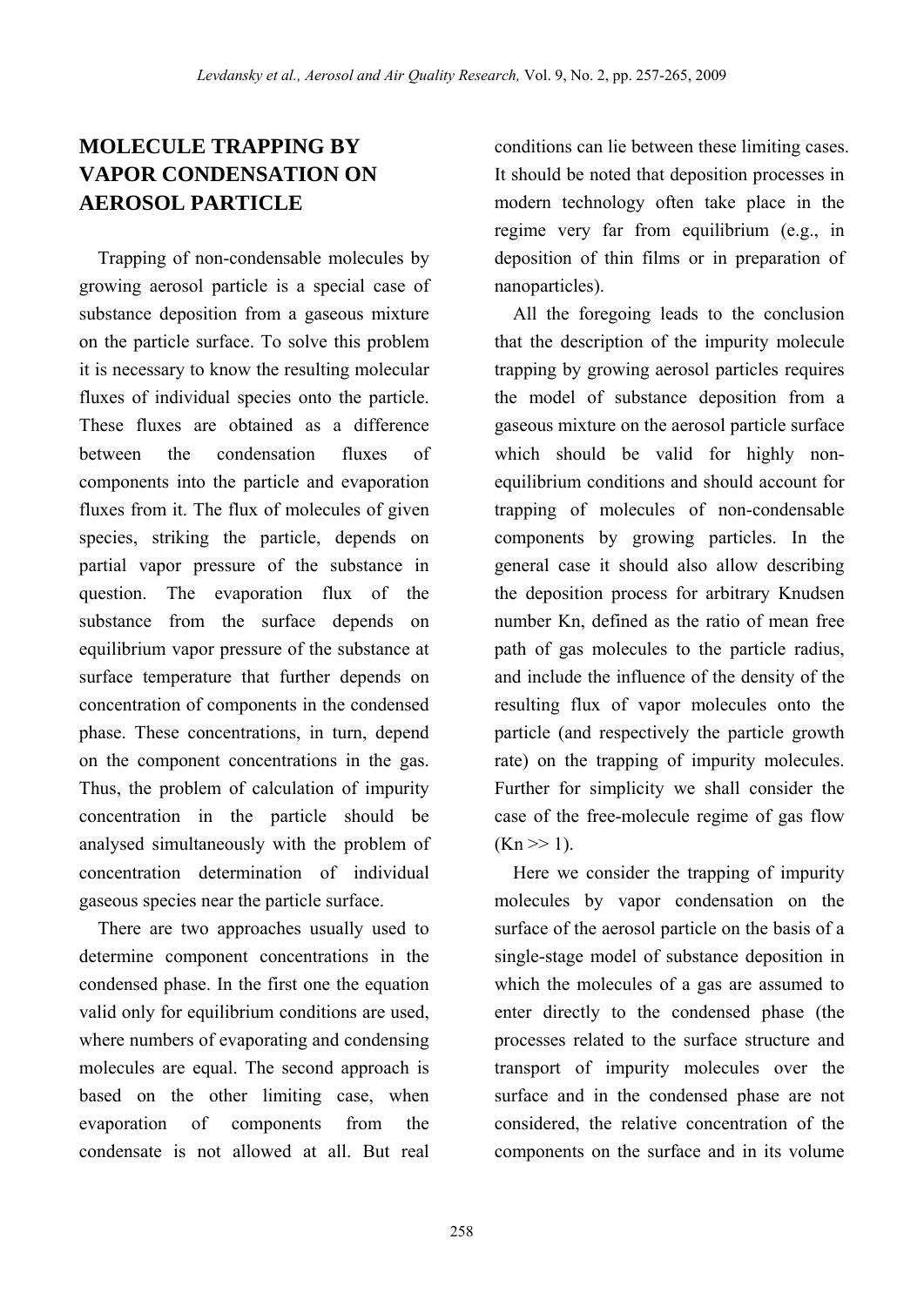## MOLECULE TRAPPING BY VAPOR CONDENSATION ON AEROSOL PARTICLE

Trapping of non-condensable molecules by growing aerosol particle is a special case of substance deposition from a gaseous mixture on the particle surface. To solve this problem it is necessary to know the resulting molecular fluxes of individual species onto the particle. These fluxes are obtained as a difference between the condensation fluxes of components into the particle and evaporation fluxes from it. The flux of molecules of given species, striking the particle, depends on partial vapor pressure of the substance in question. The evaporation flux of the substance from the surface depends on equilibrium vapor pressure of the substance at surface temperature that further depends on concentration of components in the condensed phase. These concentrations, in turn, depend on the component concentrations in the gas. Thus, the problem of calculation of impurity concentration in the particle should be analysed simultaneously with the problem of concentration determination of individual gaseous species near the particle surface.

There are two approaches usually used to determine component concentrations in the condensed phase. In the first one the equation valid only for equilibrium conditions are used, where numbers of evaporating and condensing molecules are equal. The second approach is based on the other limiting case, when evaporation of components from the condensate is not allowed at all. But real conditions can lie between these limiting cases. It should be noted that deposition processes in modern technology often take place in the regime very far from equilibrium (e.g., in deposition of thin films or in preparation of nanoparticles).

All the foregoing leads to the conclusion that the description of the impurity molecule trapping by growing aerosol particles requires the model of substance deposition from a gaseous mixture on the aerosol particle surface which should be valid for highly non-equilibrium conditions and should account for trapping of molecules of non-condensable components by growing particles. In the general case it should also allow describing the deposition process for arbitrary Knudsen number Kn, defined as the ratio of mean free path of gas molecules to the particle radius, and include the influence of the density of the resulting flux of vapor molecules onto the particle (and respectively the particle growth rate) on the trapping of impurity molecules. Further for simplicity we shall consider the case of the free-molecule regime of gas flow ($Kn >> 1$).

Here we consider the trapping of impurity molecules by vapor condensation on the surface of the aerosol particle on the basis of a single-stage model of substance deposition in which the molecules of a gas are assumed to enter directly to the condensed phase (the processes related to the surface structure and transport of impurity molecules over the surface and in the condensed phase are not considered, the relative concentration of the components on the surface and in its volume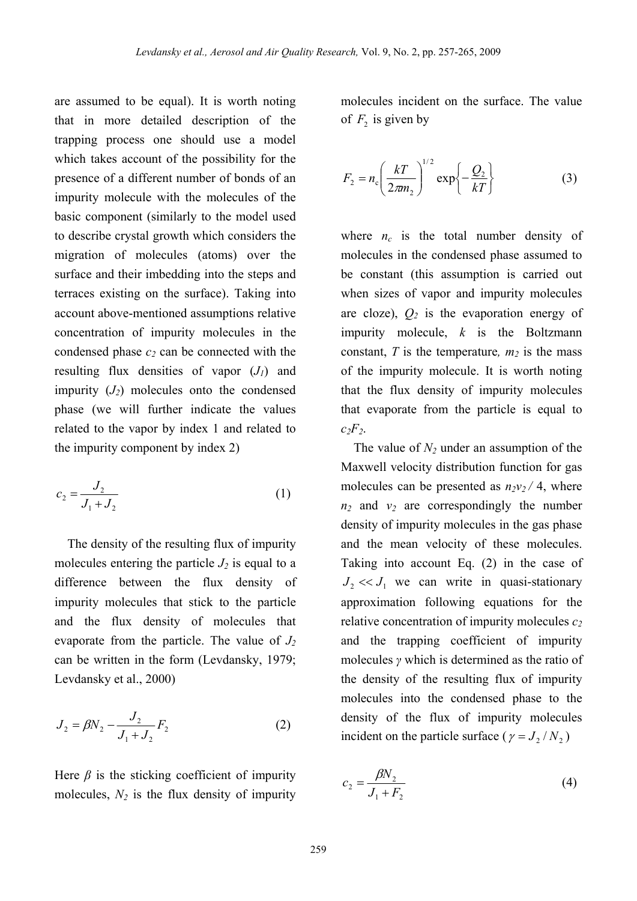are assumed to be equal). It is worth noting that in more detailed description of the trapping process one should use a model which takes account of the possibility for the presence of a different number of bonds of an impurity molecule with the molecules of the basic component (similarly to the model used to describe crystal growth which considers the migration of molecules (atoms) over the surface and their imbedding into the steps and terraces existing on the surface). Taking into account above-mentioned assumptions relative concentration of impurity molecules in the condensed phase $c_2$ can be connected with the resulting flux densities of vapor ($J_1$) and impurity ($J_2$) molecules onto the condensed phase (we will further indicate the values related to the vapor by index 1 and related to the impurity component by index 2)

$$c_2 = \frac{J_2}{J_1 + J_2} \tag{1}$$

The density of the resulting flux of impurity molecules entering the particle $J_2$ is equal to a difference between the flux density of impurity molecules that stick to the particle and the flux density of molecules that evaporate from the particle. The value of $J_2$ can be written in the form (Levdansky, 1979; Levdansky et al., 2000)

$$J_2 = \beta N_2 - \frac{J_2}{J_1 + J_2} F_2 \tag{2}$$

Here $\beta$ is the sticking coefficient of impurity molecules, $N_2$ is the flux density of impurity molecules incident on the surface. The value of $F_2$ is given by

$$F_2 = n_c \left( \frac{kT}{2\pi m_2} \right)^{1/2} \exp\left\{ -\frac{Q_2}{kT} \right\} \tag{3}$$

where $n_c$ is the total number density of molecules in the condensed phase assumed to be constant (this assumption is carried out when sizes of vapor and impurity molecules are cloze), $Q_2$ is the evaporation energy of impurity molecule, $k$ is the Boltzmann constant, $T$ is the temperature, $m_2$ is the mass of the impurity molecule. It is worth noting that the flux density of impurity molecules that evaporate from the particle is equal to $c_2F_2$.

The value of $N_2$ under an assumption of the Maxwell velocity distribution function for gas molecules can be presented as $n_2v_2 / 4$, where $n_2$ and $v_2$ are correspondingly the number density of impurity molecules in the gas phase and the mean velocity of these molecules. Taking into account Eq. (2) in the case of $J_2 << J_1$ we can write in quasi-stationary approximation following equations for the relative concentration of impurity molecules $c_2$ and the trapping coefficient of impurity molecules $\gamma$ which is determined as the ratio of the density of the resulting flux of impurity molecules into the condensed phase to the density of the flux of impurity molecules incident on the particle surface ($\gamma = J_2 / N_2$)

$$c_2 = \frac{\beta N_2}{J_1 + F_2} \tag{4}$$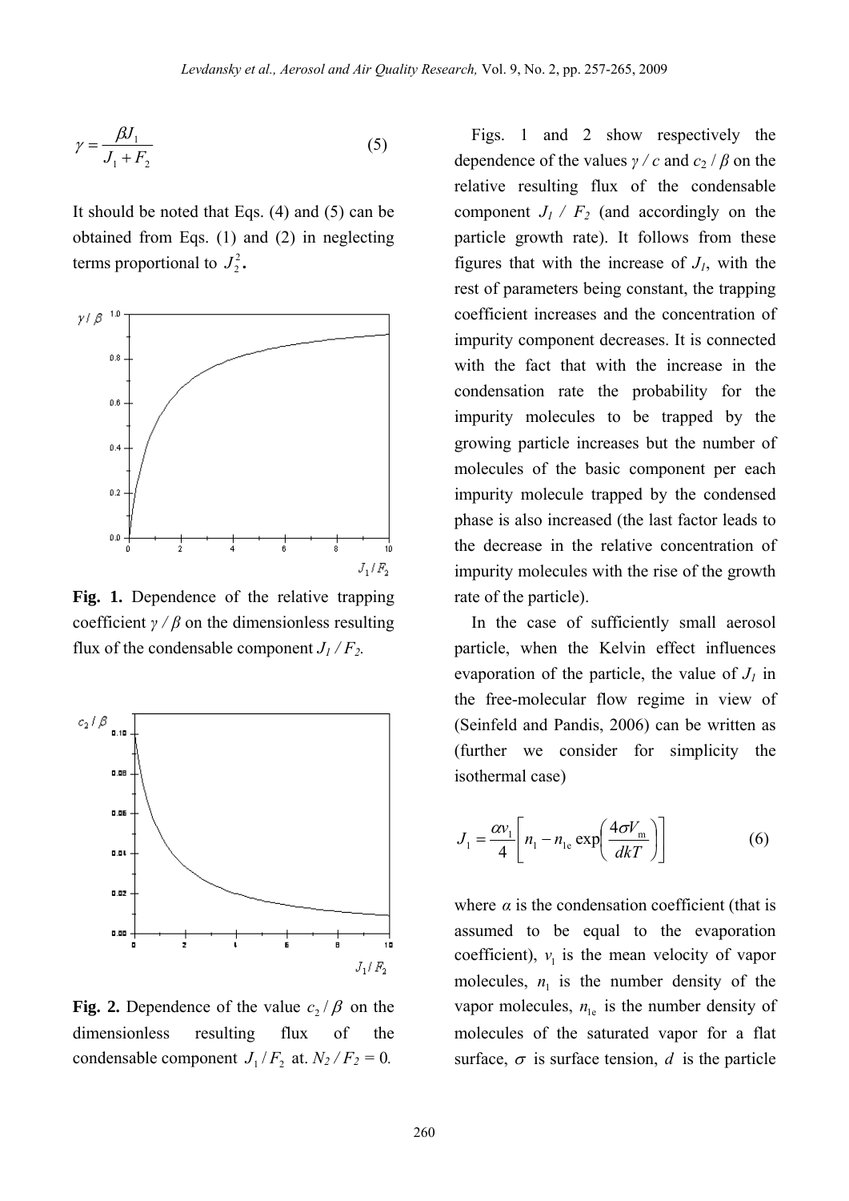$$\gamma = \frac{\beta J_1}{J_1 + F_2} \tag{5}$$

It should be noted that Eqs. (4) and (5) can be obtained from Eqs. (1) and (2) in neglecting terms proportional to $J_2^2$.

**Fig. 1.** Dependence of the relative trapping coefficient $\gamma / \beta$ on the dimensionless resulting flux of the condensable component $J_1 / F_2$.

**Fig. 2.** Dependence of the value $c_2 / \beta$ on the dimensionless resulting flux of the condensable component $J_1 / F_2$ at. $N_2 / F_2 = 0$.

Figs. 1 and 2 show respectively the dependence of the values $\gamma / c$ and $c_2 / \beta$ on the relative resulting flux of the condensable component $J_1 / F_2$ (and accordingly on the particle growth rate). It follows from these figures that with the increase of $J_1$, with the rest of parameters being constant, the trapping coefficient increases and the concentration of impurity component decreases. It is connected with the fact that with the increase in the condensation rate the probability for the impurity molecules to be trapped by the growing particle increases but the number of molecules of the basic component per each impurity molecule trapped by the condensed phase is also increased (the last factor leads to the decrease in the relative concentration of impurity molecules with the rise of the growth rate of the particle).

In the case of sufficiently small aerosol particle, when the Kelvin effect influences evaporation of the particle, the value of $J_1$ in the free-molecular flow regime in view of (Seinfeld and Pandis, 2006) can be written as (further we consider for simplicity the isothermal case)

$$J_1 = \frac{\alpha v_1}{4}\left[n_1 - n_{1e}\exp\left(\frac{4\sigma V_m}{dkT}\right)\right] \tag{6}$$

where $\alpha$ is the condensation coefficient (that is assumed to be equal to the evaporation coefficient), $v_1$ is the mean velocity of vapor molecules, $n_1$ is the number density of the vapor molecules, $n_{1e}$ is the number density of molecules of the saturated vapor for a flat surface, $\sigma$ is surface tension, $d$ is the particle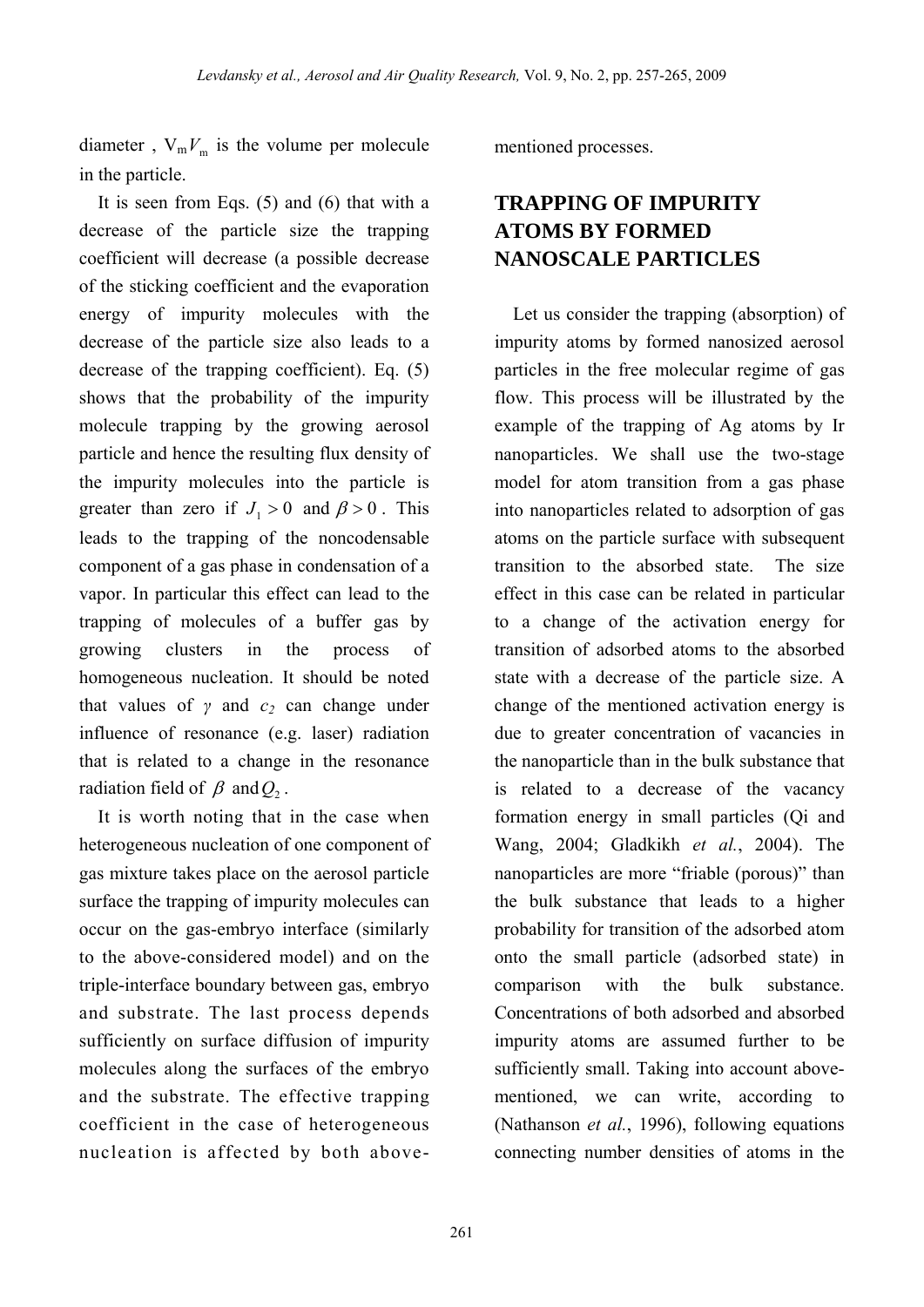diameter , $V_m V_m$ is the volume per molecule in the particle.

It is seen from Eqs. (5) and (6) that with a decrease of the particle size the trapping coefficient will decrease (a possible decrease of the sticking coefficient and the evaporation energy of impurity molecules with the decrease of the particle size also leads to a decrease of the trapping coefficient). Eq. (5) shows that the probability of the impurity molecule trapping by the growing aerosol particle and hence the resulting flux density of the impurity molecules into the particle is greater than zero if $J_1 > 0$ and $\beta > 0$. This leads to the trapping of the noncodensable component of a gas phase in condensation of a vapor. In particular this effect can lead to the trapping of molecules of a buffer gas by growing clusters in the process of homogeneous nucleation. It should be noted that values of $\gamma$ and $c_2$ can change under influence of resonance (e.g. laser) radiation that is related to a change in the resonance radiation field of $\beta$ and $Q_2$.

It is worth noting that in the case when heterogeneous nucleation of one component of gas mixture takes place on the aerosol particle surface the trapping of impurity molecules can occur on the gas-embryo interface (similarly to the above-considered model) and on the triple-interface boundary between gas, embryo and substrate. The last process depends sufficiently on surface diffusion of impurity molecules along the surfaces of the embryo and the substrate. The effective trapping coefficient in the case of heterogeneous nucleation is affected by both above-mentioned processes.

## TRAPPING OF IMPURITY ATOMS BY FORMED NANOSCALE PARTICLES

Let us consider the trapping (absorption) of impurity atoms by formed nanosized aerosol particles in the free molecular regime of gas flow. This process will be illustrated by the example of the trapping of Ag atoms by Ir nanoparticles. We shall use the two-stage model for atom transition from a gas phase into nanoparticles related to adsorption of gas atoms on the particle surface with subsequent transition to the absorbed state. The size effect in this case can be related in particular to a change of the activation energy for transition of adsorbed atoms to the absorbed state with a decrease of the particle size. A change of the mentioned activation energy is due to greater concentration of vacancies in the nanoparticle than in the bulk substance that is related to a decrease of the vacancy formation energy in small particles (Qi and Wang, 2004; Gladkikh *et al.*, 2004). The nanoparticles are more "friable (porous)" than the bulk substance that leads to a higher probability for transition of the adsorbed atom onto the small particle (adsorbed state) in comparison with the bulk substance. Concentrations of both adsorbed and absorbed impurity atoms are assumed further to be sufficiently small. Taking into account above-mentioned, we can write, according to (Nathanson *et al.*, 1996), following equations connecting number densities of atoms in the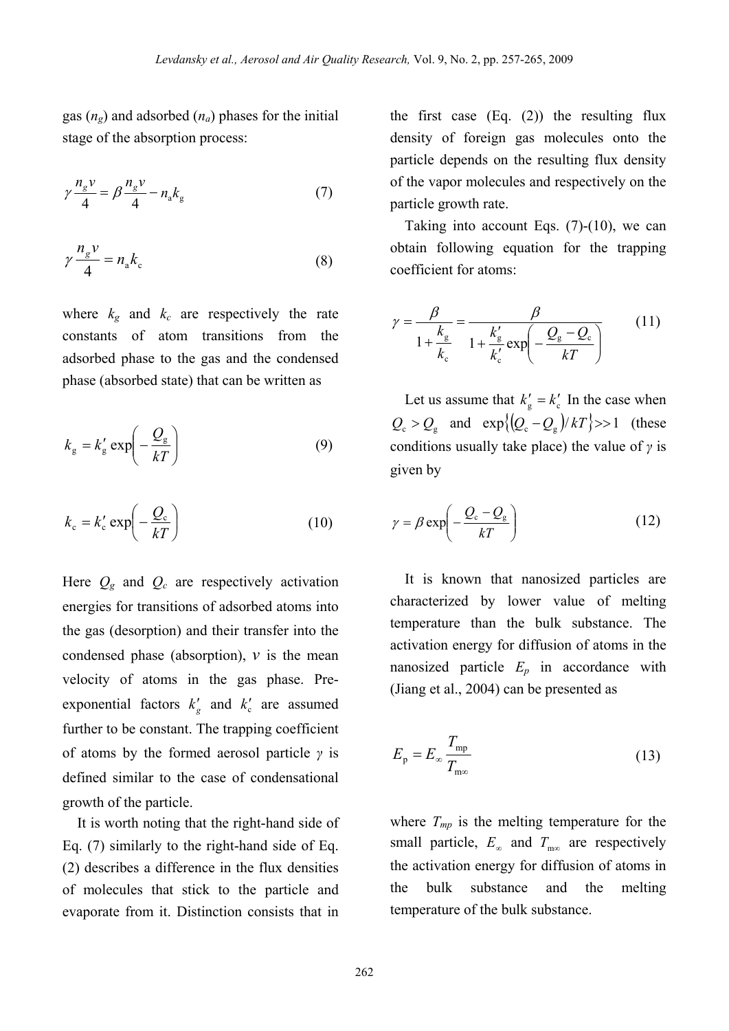gas ($n_g$) and adsorbed ($n_a$) phases for the initial stage of the absorption process:

$$\gamma \frac{n_g v}{4} = \beta \frac{n_g v}{4} - n_a k_g \tag{7}$$

$$\gamma \frac{n_g v}{4} = n_a k_c \tag{8}$$

where $k_g$ and $k_c$ are respectively the rate constants of atom transitions from the adsorbed phase to the gas and the condensed phase (absorbed state) that can be written as

$$k_g = k'_g \exp\left(-\frac{Q_g}{kT}\right) \tag{9}$$

$$k_c = k'_c \exp\left(-\frac{Q_c}{kT}\right) \tag{10}$$

Here $Q_g$ and $Q_c$ are respectively activation energies for transitions of adsorbed atoms into the gas (desorption) and their transfer into the condensed phase (absorption), $v$ is the mean velocity of atoms in the gas phase. Pre-exponential factors $k'_g$ and $k'_c$ are assumed further to be constant. The trapping coefficient of atoms by the formed aerosol particle $\gamma$ is defined similar to the case of condensational growth of the particle.

It is worth noting that the right-hand side of Eq. (7) similarly to the right-hand side of Eq. (2) describes a difference in the flux densities of molecules that stick to the particle and evaporate from it. Distinction consists that in the first case (Eq. (2)) the resulting flux density of foreign gas molecules onto the particle depends on the resulting flux density of the vapor molecules and respectively on the particle growth rate.

Taking into account Eqs. (7)-(10), we can obtain following equation for the trapping coefficient for atoms:

$$\gamma = \frac{\beta}{1 + \dfrac{k_g}{k_c}} = \frac{\beta}{1 + \dfrac{k'_g}{k'_c} \exp\left(-\dfrac{Q_g - Q_c}{kT}\right)} \tag{11}$$

Let us assume that $k'_g = k'_c$ In the case when $Q_c > Q_g$ and $\exp\{(Q_c - Q_g)/kT\} >> 1$ (these conditions usually take place) the value of $\gamma$ is given by

$$\gamma = \beta \exp\left(-\frac{Q_c - Q_g}{kT}\right) \tag{12}$$

It is known that nanosized particles are characterized by lower value of melting temperature than the bulk substance. The activation energy for diffusion of atoms in the nanosized particle $E_p$ in accordance with (Jiang et al., 2004) can be presented as

$$E_p = E_\infty \frac{T_{mp}}{T_{m\infty}} \tag{13}$$

where $T_{mp}$ is the melting temperature for the small particle, $E_\infty$ and $T_{m\infty}$ are respectively the activation energy for diffusion of atoms in the bulk substance and the melting temperature of the bulk substance.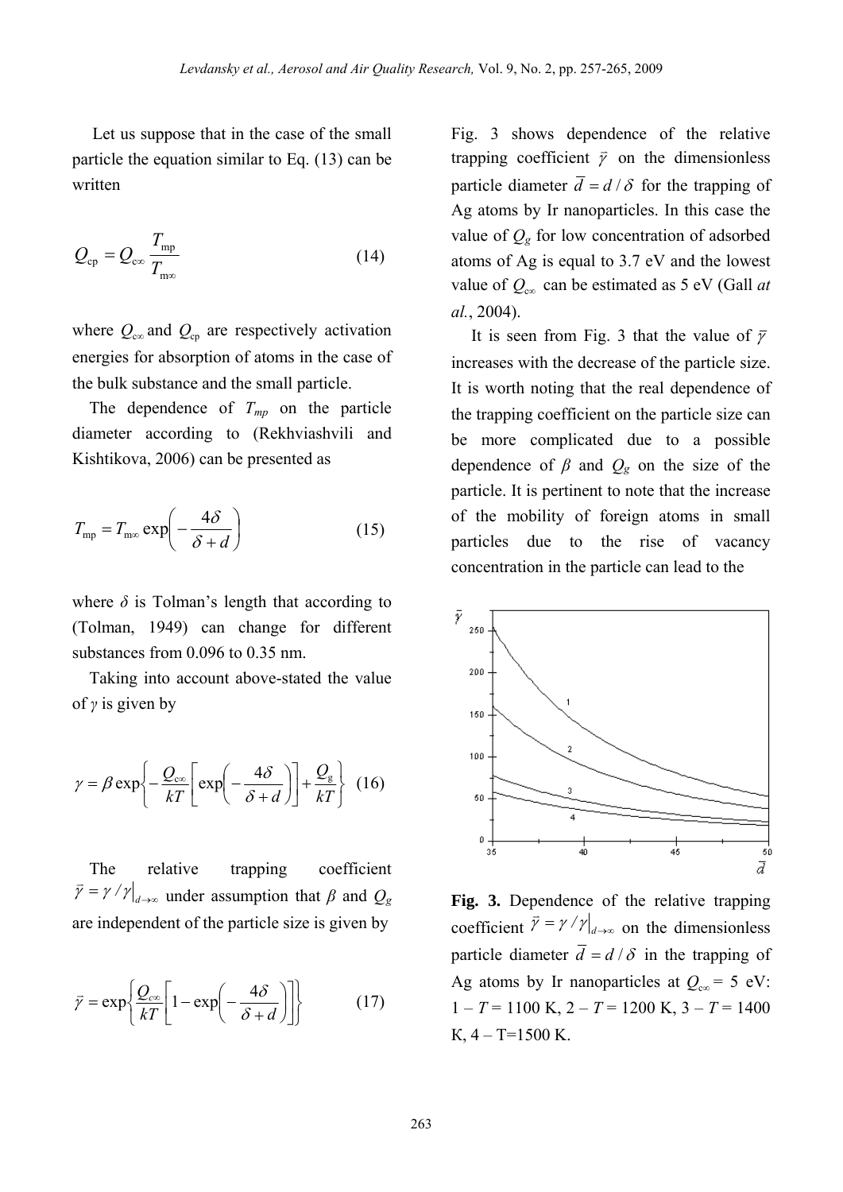Let us suppose that in the case of the small particle the equation similar to Eq. (13) can be written

$$Q_{\mathrm{cp}} = Q_{\mathrm{c}\infty}\frac{T_{\mathrm{mp}}}{T_{\mathrm{m}\infty}} \tag{14}$$

where $Q_{\mathrm{c}\infty}$ and $Q_{\mathrm{cp}}$ are respectively activation energies for absorption of atoms in the case of the bulk substance and the small particle.

The dependence of $T_{mp}$ on the particle diameter according to (Rekhviashvili and Kishtikova, 2006) can be presented as

$$T_{\mathrm{mp}} = T_{\mathrm{m}\infty}\exp\left(-\frac{4\delta}{\delta + d}\right) \tag{15}$$

where $\delta$ is Tolman's length that according to (Tolman, 1949) can change for different substances from 0.096 to 0.35 nm.

Taking into account above-stated the value of $\gamma$ is given by

$$\gamma = \beta\exp\left\{-\frac{Q_{\mathrm{c}\infty}}{kT}\left[\exp\left(-\frac{4\delta}{\delta + d}\right)\right] + \frac{Q_{\mathrm{g}}}{kT}\right\} \tag{16}$$

The relative trapping coefficient $\bar{\gamma} = \gamma / \gamma|_{d\to\infty}$ under assumption that $\beta$ and $Q_g$ are independent of the particle size is given by

$$\bar{\gamma} = \exp\left\{\frac{Q_{c\infty}}{kT}\left[1 - \exp\left(-\frac{4\delta}{\delta + d}\right)\right]\right\} \tag{17}$$

Fig. 3 shows dependence of the relative trapping coefficient $\bar{\gamma}$ on the dimensionless particle diameter $\bar{d} = d/\delta$ for the trapping of Ag atoms by Ir nanoparticles. In this case the value of $Q_g$ for low concentration of adsorbed atoms of Ag is equal to 3.7 eV and the lowest value of $Q_{\mathrm{c}\infty}$ can be estimated as 5 eV (Gall *at al.*, 2004).

It is seen from Fig. 3 that the value of $\bar{\gamma}$ increases with the decrease of the particle size. It is worth noting that the real dependence of the trapping coefficient on the particle size can be more complicated due to a possible dependence of $\beta$ and $Q_g$ on the size of the particle. It is pertinent to note that the increase of the mobility of foreign atoms in small particles due to the rise of vacancy concentration in the particle can lead to the

**Fig. 3.** Dependence of the relative trapping coefficient $\bar{\gamma} = \gamma / \gamma|_{d\to\infty}$ on the dimensionless particle diameter $\bar{d} = d/\delta$ in the trapping of Ag atoms by Ir nanoparticles at $Q_{\mathrm{c}\infty}$ = 5 eV: 1 – $T$ = 1100 K, 2 – $T$ = 1200 K, 3 – $T$ = 1400 K, 4 – T=1500 K.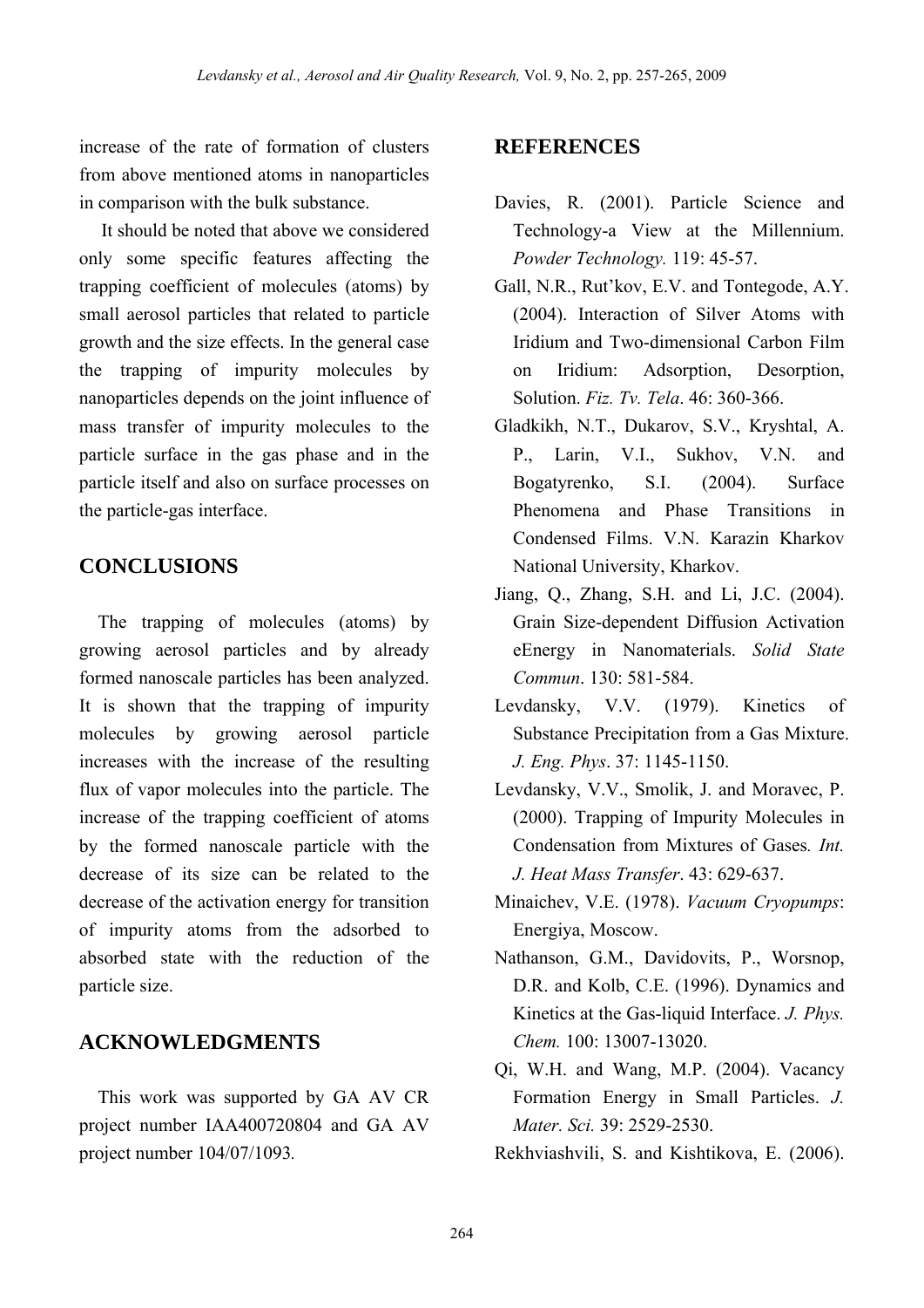increase of the rate of formation of clusters from above mentioned atoms in nanoparticles in comparison with the bulk substance.

It should be noted that above we considered only some specific features affecting the trapping coefficient of molecules (atoms) by small aerosol particles that related to particle growth and the size effects. In the general case the trapping of impurity molecules by nanoparticles depends on the joint influence of mass transfer of impurity molecules to the particle surface in the gas phase and in the particle itself and also on surface processes on the particle-gas interface.

## CONCLUSIONS

The trapping of molecules (atoms) by growing aerosol particles and by already formed nanoscale particles has been analyzed. It is shown that the trapping of impurity molecules by growing aerosol particle increases with the increase of the resulting flux of vapor molecules into the particle. The increase of the trapping coefficient of atoms by the formed nanoscale particle with the decrease of its size can be related to the decrease of the activation energy for transition of impurity atoms from the adsorbed to absorbed state with the reduction of the particle size.

## ACKNOWLEDGMENTS

This work was supported by GA AV CR project number IAA400720804 and GA AV project number 104/07/1093.

## REFERENCES

Davies, R. (2001). Particle Science and Technology-a View at the Millennium. *Powder Technology*. 119: 45-57.

Gall, N.R., Rut'kov, E.V. and Tontegode, A.Y. (2004). Interaction of Silver Atoms with Iridium and Two-dimensional Carbon Film on Iridium: Adsorption, Desorption, Solution. *Fiz. Tv. Tela*. 46: 360-366.

Gladkikh, N.T., Dukarov, S.V., Kryshtal, A. P., Larin, V.I., Sukhov, V.N. and Bogatyrenko, S.I. (2004). Surface Phenomena and Phase Transitions in Condensed Films. V.N. Karazin Kharkov National University, Kharkov.

Jiang, Q., Zhang, S.H. and Li, J.C. (2004). Grain Size-dependent Diffusion Activation eEnergy in Nanomaterials. *Solid State Commun*. 130: 581-584.

Levdansky, V.V. (1979). Kinetics of Substance Precipitation from a Gas Mixture. *J. Eng. Phys*. 37: 1145-1150.

Levdansky, V.V., Smolik, J. and Moravec, P. (2000). Trapping of Impurity Molecules in Condensation from Mixtures of Gases*. Int. J. Heat Mass Transfer*. 43: 629-637.

Minaichev, V.E. (1978). *Vacuum Cryopumps*: Energiya, Moscow.

Nathanson, G.M., Davidovits, P., Worsnop, D.R. and Kolb, C.E. (1996). Dynamics and Kinetics at the Gas-liquid Interface. *J. Phys. Chem.* 100: 13007-13020.

Qi, W.H. and Wang, M.P. (2004). Vacancy Formation Energy in Small Particles. *J. Mater. Sci.* 39: 2529-2530.

Rekhviashvili, S. and Kishtikova, E. (2006).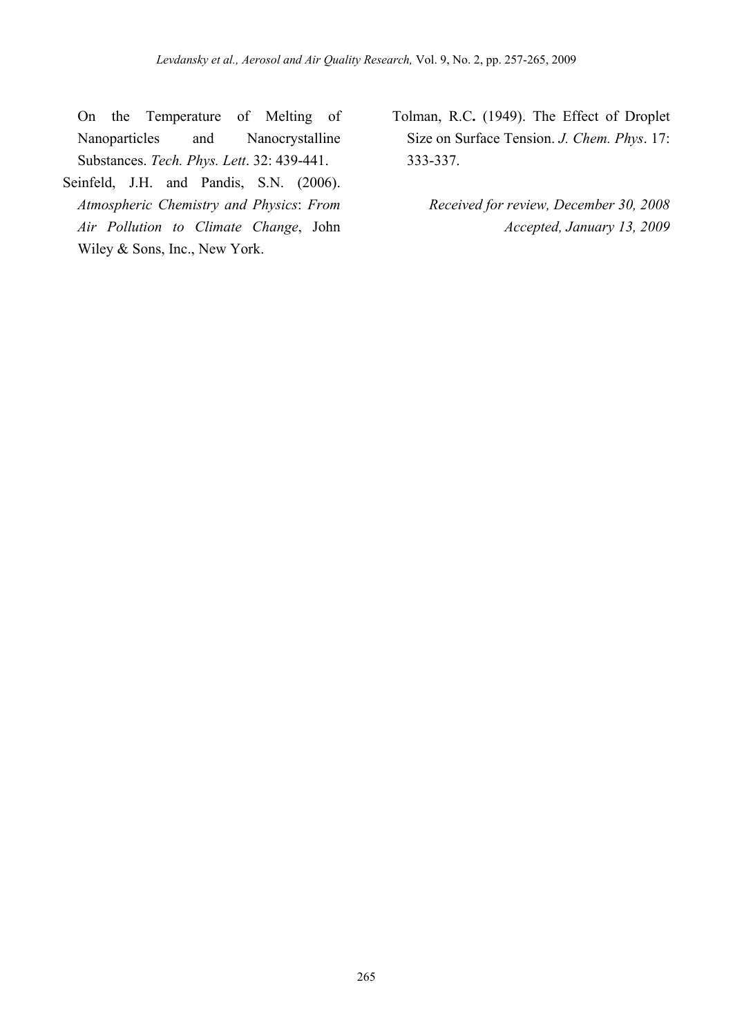On the Temperature of Melting of Nanoparticles and Nanocrystalline Substances. *Tech. Phys. Lett*. 32: 439-441.

Seinfeld, J.H. and Pandis, S.N. (2006). *Atmospheric Chemistry and Physics*: *From Air Pollution to Climate Change*, John Wiley & Sons, Inc., New York.

Tolman, R.C**.** (1949). The Effect of Droplet Size on Surface Tension. *J. Chem. Phys*. 17: 333-337.

*Received for review, December 30, 2008*
*Accepted, January 13, 2009*